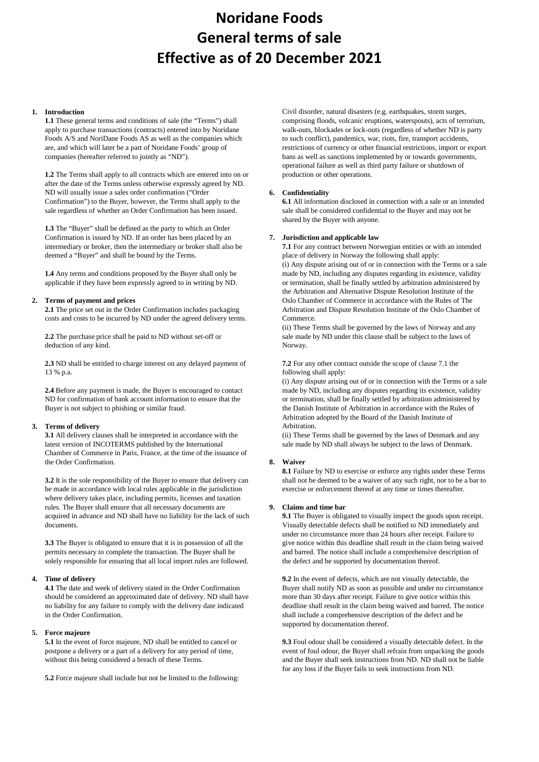# Noridane Foods
# General terms of sale
# Effective as of 20 December 2021

## 1. Introduction

**1.1** These general terms and conditions of sale (the "Terms") shall apply to purchase transactions (contracts) entered into by Noridane Foods A/S and NoriDane Foods AS as well as the companies which are, and which will later be a part of Noridane Foods' group of companies (hereafter referred to jointly as "ND").

**1.2** The Terms shall apply to all contracts which are entered into on or after the date of the Terms unless otherwise expressly agreed by ND. ND will usually issue a sales order confirmation ("Order Confirmation") to the Buyer, however, the Terms shall apply to the sale regardless of whether an Order Confirmation has been issued.

**1.3** The "Buyer" shall be defined as the party to which an Order Confirmation is issued by ND. If an order has been placed by an intermediary or broker, then the intermediary or broker shall also be deemed a "Buyer" and shall be bound by the Terms.

**1.4** Any terms and conditions proposed by the Buyer shall only be applicable if they have been expressly agreed to in writing by ND.

## 2. Terms of payment and prices

**2.1** The price set out in the Order Confirmation includes packaging costs and costs to be incurred by ND under the agreed delivery terms.

**2.2** The purchase price shall be paid to ND without set-off or deduction of any kind.

**2.3** ND shall be entitled to charge interest on any delayed payment of 13 % p.a.

**2.4** Before any payment is made, the Buyer is encouraged to contact ND for confirmation of bank account information to ensure that the Buyer is not subject to phishing or similar fraud.

## 3. Terms of delivery

**3.1** All delivery clauses shall be interpreted in accordance with the latest version of INCOTERMS published by the International Chamber of Commerce in Paris, France, at the time of the issuance of the Order Confirmation.

**3.2** It is the sole responsibility of the Buyer to ensure that delivery can be made in accordance with local rules applicable in the jurisdiction where delivery takes place, including permits, licenses and taxation rules. The Buyer shall ensure that all necessary documents are acquired in advance and ND shall have no liability for the lack of such documents.

**3.3** The Buyer is obligated to ensure that it is in possession of all the permits necessary to complete the transaction. The Buyer shall be solely responsible for ensuring that all local import rules are followed.

## 4. Time of delivery

**4.1** The date and week of delivery stated in the Order Confirmation should be considered an approximated date of delivery. ND shall have no liability for any failure to comply with the delivery date indicated in the Order Confirmation.

## 5. Force majeure

**5.1** In the event of force majeure, ND shall be entitled to cancel or postpone a delivery or a part of a delivery for any period of time, without this being considered a breach of these Terms.

**5.2** Force majeure shall include but not be limited to the following: Civil disorder, natural disasters (e.g. earthquakes, storm surges, comprising floods, volcanic eruptions, waterspouts), acts of terrorism, walk-outs, blockades or lock-outs (regardless of whether ND is party to such conflict), pandemics, war, riots, fire, transport accidents, restrictions of currency or other financial restrictions, import or export bans as well as sanctions implemented by or towards governments, operational failure as well as third party failure or shutdown of production or other operations.

## 6. Confidentiality

**6.1** All information disclosed in connection with a sale or an intended sale shall be considered confidential to the Buyer and may not be shared by the Buyer with anyone.

## 7. Jurisdiction and applicable law

**7.1** For any contract between Norwegian entities or with an intended place of delivery in Norway the following shall apply:

(i) Any dispute arising out of or in connection with the Terms or a sale made by ND, including any disputes regarding its existence, validity or termination, shall be finally settled by arbitration administered by the Arbitration and Alternative Dispute Resolution Institute of the Oslo Chamber of Commerce in accordance with the Rules of The Arbitration and Dispute Resolution Institute of the Oslo Chamber of Commerce.

(ii) These Terms shall be governed by the laws of Norway and any sale made by ND under this clause shall be subject to the laws of Norway.

**7.2** For any other contract outside the scope of clause 7.1 the following shall apply:

(i) Any dispute arising out of or in connection with the Terms or a sale made by ND, including any disputes regarding its existence, validity or termination, shall be finally settled by arbitration administered by the Danish Institute of Arbitration in accordance with the Rules of Arbitration adopted by the Board of the Danish Institute of Arbitration.

(ii) These Terms shall be governed by the laws of Denmark and any sale made by ND shall always be subject to the laws of Denmark.

## 8. Waiver

**8.1** Failure by ND to exercise or enforce any rights under these Terms shall not be deemed to be a waiver of any such right, nor to be a bar to exercise or enforcement thereof at any time or times thereafter.

## 9. Claims and time bar

**9.1** The Buyer is obligated to visually inspect the goods upon receipt. Visually detectable defects shall be notified to ND immediately and under no circumstance more than 24 hours after receipt. Failure to give notice within this deadline shall result in the claim being waived and barred. The notice shall include a comprehensive description of the defect and be supported by documentation thereof.

**9.2** In the event of defects, which are not visually detectable, the Buyer shall notify ND as soon as possible and under no circumstance more than 30 days after receipt. Failure to give notice within this deadline shall result in the claim being waived and barred. The notice shall include a comprehensive description of the defect and be supported by documentation thereof.

**9.3** Foul odour shall be considered a visually detectable defect. In the event of foul odour, the Buyer shall refrain from unpacking the goods and the Buyer shall seek instructions from ND. ND shall not be liable for any loss if the Buyer fails to seek instructions from ND.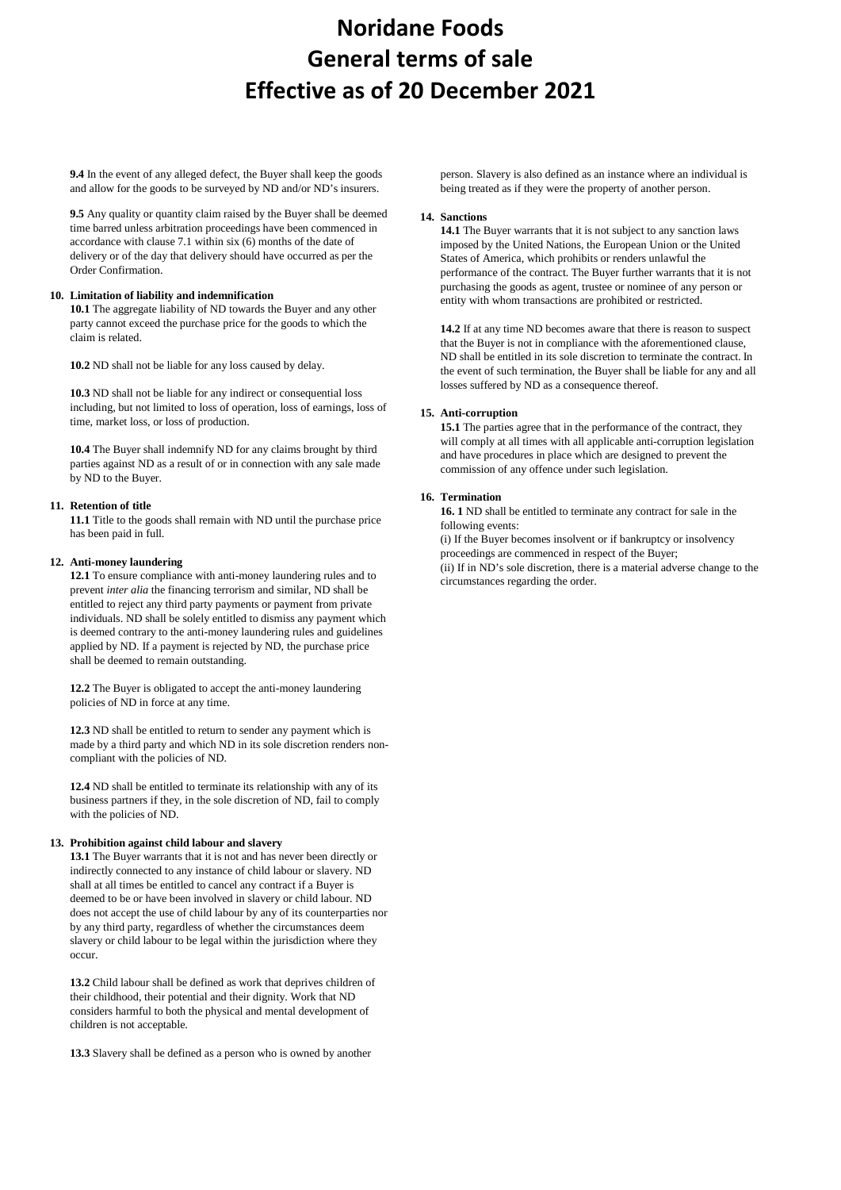# Noridane Foods
# General terms of sale
# Effective as of 20 December 2021

**9.4** In the event of any alleged defect, the Buyer shall keep the goods and allow for the goods to be surveyed by ND and/or ND's insurers.

**9.5** Any quality or quantity claim raised by the Buyer shall be deemed time barred unless arbitration proceedings have been commenced in accordance with clause 7.1 within six (6) months of the date of delivery or of the day that delivery should have occurred as per the Order Confirmation.

## 10. Limitation of liability and indemnification

**10.1** The aggregate liability of ND towards the Buyer and any other party cannot exceed the purchase price for the goods to which the claim is related.

**10.2** ND shall not be liable for any loss caused by delay.

**10.3** ND shall not be liable for any indirect or consequential loss including, but not limited to loss of operation, loss of earnings, loss of time, market loss, or loss of production.

**10.4** The Buyer shall indemnify ND for any claims brought by third parties against ND as a result of or in connection with any sale made by ND to the Buyer.

## 11. Retention of title

**11.1** Title to the goods shall remain with ND until the purchase price has been paid in full.

## 12. Anti-money laundering

**12.1** To ensure compliance with anti-money laundering rules and to prevent *inter alia* the financing terrorism and similar, ND shall be entitled to reject any third party payments or payment from private individuals. ND shall be solely entitled to dismiss any payment which is deemed contrary to the anti-money laundering rules and guidelines applied by ND. If a payment is rejected by ND, the purchase price shall be deemed to remain outstanding.

**12.2** The Buyer is obligated to accept the anti-money laundering policies of ND in force at any time.

**12.3** ND shall be entitled to return to sender any payment which is made by a third party and which ND in its sole discretion renders non-compliant with the policies of ND.

**12.4** ND shall be entitled to terminate its relationship with any of its business partners if they, in the sole discretion of ND, fail to comply with the policies of ND.

## 13. Prohibition against child labour and slavery

**13.1** The Buyer warrants that it is not and has never been directly or indirectly connected to any instance of child labour or slavery. ND shall at all times be entitled to cancel any contract if a Buyer is deemed to be or have been involved in slavery or child labour. ND does not accept the use of child labour by any of its counterparties nor by any third party, regardless of whether the circumstances deem slavery or child labour to be legal within the jurisdiction where they occur.

**13.2** Child labour shall be defined as work that deprives children of their childhood, their potential and their dignity. Work that ND considers harmful to both the physical and mental development of children is not acceptable.

**13.3** Slavery shall be defined as a person who is owned by another person. Slavery is also defined as an instance where an individual is being treated as if they were the property of another person.

## 14. Sanctions

**14.1** The Buyer warrants that it is not subject to any sanction laws imposed by the United Nations, the European Union or the United States of America, which prohibits or renders unlawful the performance of the contract. The Buyer further warrants that it is not purchasing the goods as agent, trustee or nominee of any person or entity with whom transactions are prohibited or restricted.

**14.2** If at any time ND becomes aware that there is reason to suspect that the Buyer is not in compliance with the aforementioned clause, ND shall be entitled in its sole discretion to terminate the contract. In the event of such termination, the Buyer shall be liable for any and all losses suffered by ND as a consequence thereof.

## 15. Anti-corruption

**15.1** The parties agree that in the performance of the contract, they will comply at all times with all applicable anti-corruption legislation and have procedures in place which are designed to prevent the commission of any offence under such legislation.

## 16. Termination

**16. 1** ND shall be entitled to terminate any contract for sale in the following events:

(i) If the Buyer becomes insolvent or if bankruptcy or insolvency proceedings are commenced in respect of the Buyer;

(ii) If in ND's sole discretion, there is a material adverse change to the circumstances regarding the order.